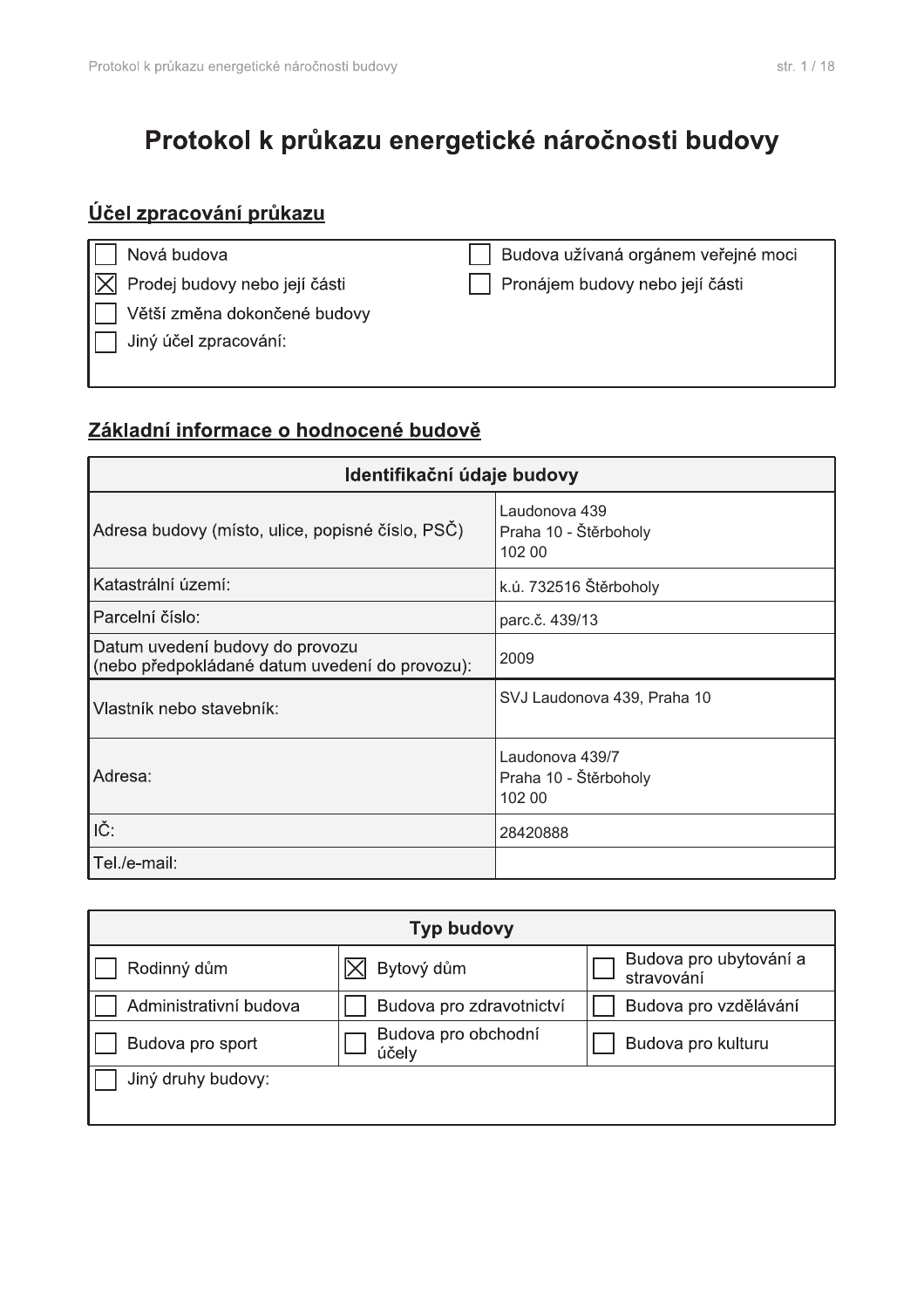# Protokol k průkazu energetické náročnosti budovy

## Účel zpracování průkazu

- [ ] Nová budova
- [x] Prodej budovy nebo její části
- [ ] Větší změna dokončené budovy
- [ ] Jiný účel zpracování:
- [ ] Budova užívaná orgánem veřejné moci
- [ ] Pronájem budovy nebo její části

## Základní informace o hodnocené budově

| Identifikační údaje budovy | |
|---|---|
| Adresa budovy (místo, ulice, popisné číslo, PSČ) | Laudonova 439<br>Praha 10 - Štěrboholy<br>102 00 |
| Katastrální území: | k.ú. 732516 Štěrboholy |
| Parcelní číslo: | parc.č. 439/13 |
| Datum uvedení budovy do provozu (nebo předpokládané datum uvedení do provozu): | 2009 |
| Vlastník nebo stavebník: | SVJ Laudonova 439, Praha 10 |
| Adresa: | Laudonova 439/7<br>Praha 10 - Štěrboholy<br>102 00 |
| IČ: | 28420888 |
| Tel./e-mail: | |

| Typ budovy | | |
|---|---|---|
| [ ] Rodinný dům | [x] Bytový dům | [ ] Budova pro ubytování a stravování |
| [ ] Administrativní budova | [ ] Budova pro zdravotnictví | [ ] Budova pro vzdělávání |
| [ ] Budova pro sport | [ ] Budova pro obchodní účely | [ ] Budova pro kulturu |
| [ ] Jiný druhy budovy: | | |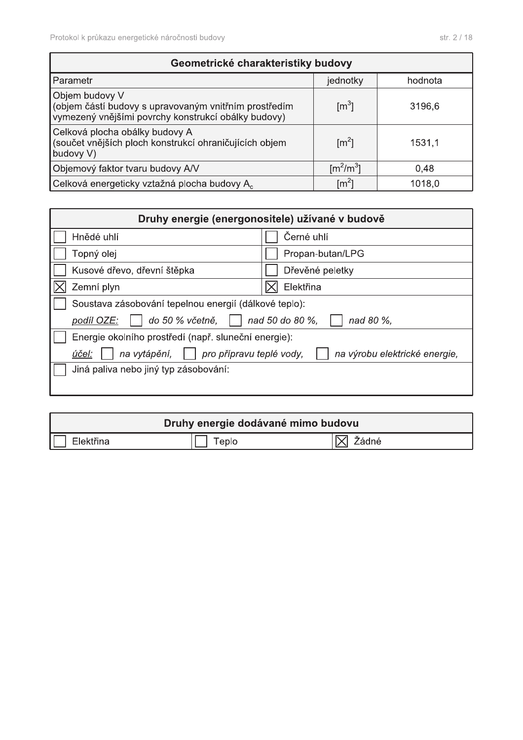## Geometrické charakteristiky budovy

| Parametr | jednotky | hodnota |
|---|---|---|
| Objem budovy V (objem částí budovy s upravovaným vnitřním prostředím vymezený vnějšími povrchy konstrukcí obálky budovy) | $[m^3]$ | 3196,6 |
| Celková plocha obálky budovy A (součet vnějších ploch konstrukcí ohraničujících objem budovy V) | $[m^2]$ | 1531,1 |
| Objemový faktor tvaru budovy A/V | $[m^2/m^3]$ | 0,48 |
| Celková energeticky vztažná plocha budovy $A_c$ | $[m^2]$ | 1018,0 |

## Druhy energie (energonositele) užívané v budově

| | |
|---|---|
| ☐ Hnědé uhlí | ☐ Černé uhlí |
| ☐ Topný olej | ☐ Propan-butan/LPG |
| ☐ Kusové dřevo, dřevní štěpka | ☐ Dřevěné peletky |
| ☒ Zemní plyn | ☒ Elektřina |

☐ Soustava zásobování tepelnou energií (dálkové teplo):
*podíl OZE:* ☐ *do 50 % včetně,* ☐ *nad 50 do 80 %,* ☐ *nad 80 %,*

☐ Energie okolního prostředí (např. sluneční energie):
*účel:* ☐ *na vytápění,* ☐ *pro přípravu teplé vody,* ☐ *na výrobu elektrické energie,*

☐ Jiná paliva nebo jiný typ zásobování:

## Druhy energie dodávané mimo budovu

| | | |
|---|---|---|
| ☐ Elektřina | ☐ Teplo | ☒ Žádné |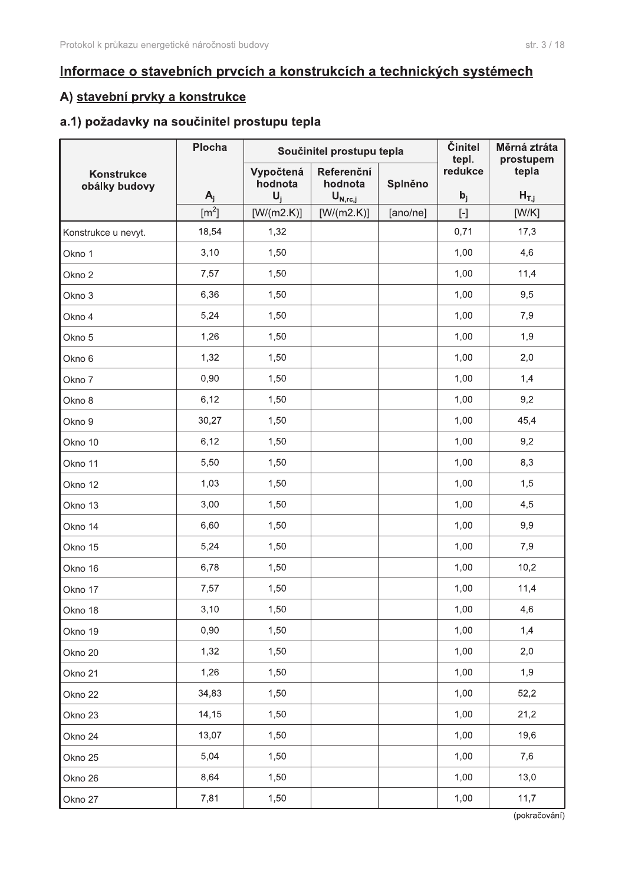## Informace o stavebních prvcích a konstrukcích a technických systémech

### A) stavební prvky a konstrukce

### a.1) požadavky na součinitel prostupu tepla

| Konstrukce obálky budovy | Plocha | Součinitel prostupu tepla | | | Činitel tepl. redukce | Měrná ztráta prostupem tepla |
|---|---|---|---|---|---|---|
| | | Vypočtená hodnota | Referenční hodnota | Splněno | | |
| | $A_j$ | $U_j$ | $U_{N,rc,j}$ | | $b_j$ | $H_{T,j}$ |
| | [m$^2$] | [W/(m2.K)] | [W/(m2.K)] | [ano/ne] | [-] | [W/K] |
| Konstrukce u nevyt. | 18,54 | 1,32 | | | 0,71 | 17,3 |
| Okno 1 | 3,10 | 1,50 | | | 1,00 | 4,6 |
| Okno 2 | 7,57 | 1,50 | | | 1,00 | 11,4 |
| Okno 3 | 6,36 | 1,50 | | | 1,00 | 9,5 |
| Okno 4 | 5,24 | 1,50 | | | 1,00 | 7,9 |
| Okno 5 | 1,26 | 1,50 | | | 1,00 | 1,9 |
| Okno 6 | 1,32 | 1,50 | | | 1,00 | 2,0 |
| Okno 7 | 0,90 | 1,50 | | | 1,00 | 1,4 |
| Okno 8 | 6,12 | 1,50 | | | 1,00 | 9,2 |
| Okno 9 | 30,27 | 1,50 | | | 1,00 | 45,4 |
| Okno 10 | 6,12 | 1,50 | | | 1,00 | 9,2 |
| Okno 11 | 5,50 | 1,50 | | | 1,00 | 8,3 |
| Okno 12 | 1,03 | 1,50 | | | 1,00 | 1,5 |
| Okno 13 | 3,00 | 1,50 | | | 1,00 | 4,5 |
| Okno 14 | 6,60 | 1,50 | | | 1,00 | 9,9 |
| Okno 15 | 5,24 | 1,50 | | | 1,00 | 7,9 |
| Okno 16 | 6,78 | 1,50 | | | 1,00 | 10,2 |
| Okno 17 | 7,57 | 1,50 | | | 1,00 | 11,4 |
| Okno 18 | 3,10 | 1,50 | | | 1,00 | 4,6 |
| Okno 19 | 0,90 | 1,50 | | | 1,00 | 1,4 |
| Okno 20 | 1,32 | 1,50 | | | 1,00 | 2,0 |
| Okno 21 | 1,26 | 1,50 | | | 1,00 | 1,9 |
| Okno 22 | 34,83 | 1,50 | | | 1,00 | 52,2 |
| Okno 23 | 14,15 | 1,50 | | | 1,00 | 21,2 |
| Okno 24 | 13,07 | 1,50 | | | 1,00 | 19,6 |
| Okno 25 | 5,04 | 1,50 | | | 1,00 | 7,6 |
| Okno 26 | 8,64 | 1,50 | | | 1,00 | 13,0 |
| Okno 27 | 7,81 | 1,50 | | | 1,00 | 11,7 |

(pokračování)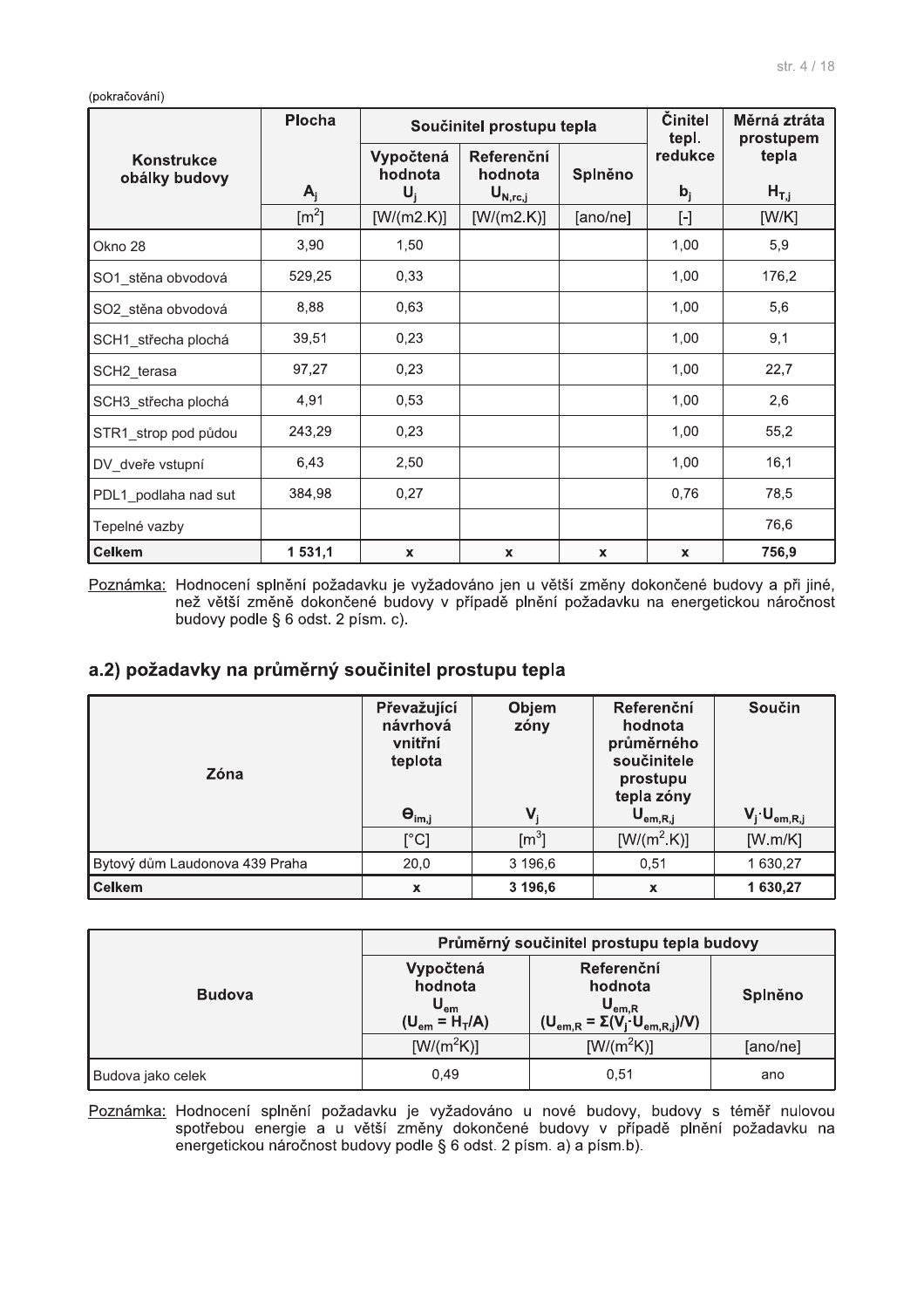(pokračování)

| Konstrukce obálky budovy | Plocha $A_j$ | Součinitel prostupu tepla | | | Činitel tepl. redukce $b_j$ | Měrná ztráta prostupem tepla $H_{T,j}$ |
|---|---|---|---|---|---|---|
| | | Vypočtená hodnota $U_j$ | Referenční hodnota $U_{N,rc,j}$ | Splněno | | |
| | [m$^2$] | [W/(m2.K)] | [W/(m2.K)] | [ano/ne] | [-] | [W/K] |
| Okno 28 | 3,90 | 1,50 | | | 1,00 | 5,9 |
| SO1_stěna obvodová | 529,25 | 0,33 | | | 1,00 | 176,2 |
| SO2_stěna obvodová | 8,88 | 0,63 | | | 1,00 | 5,6 |
| SCH1_střecha plochá | 39,51 | 0,23 | | | 1,00 | 9,1 |
| SCH2_terasa | 97,27 | 0,23 | | | 1,00 | 22,7 |
| SCH3_střecha plochá | 4,91 | 0,53 | | | 1,00 | 2,6 |
| STR1_strop pod půdou | 243,29 | 0,23 | | | 1,00 | 55,2 |
| DV_dveře vstupní | 6,43 | 2,50 | | | 1,00 | 16,1 |
| PDL1_podlaha nad sut | 384,98 | 0,27 | | | 0,76 | 78,5 |
| Tepelné vazby | | | | | | 76,6 |
| **Celkem** | **1 531,1** | **x** | **x** | **x** | **x** | **756,9** |

Poznámka: Hodnocení splnění požadavku je vyžadováno jen u větší změny dokončené budovy a při jiné, než větší změně dokončené budovy v případě plnění požadavku na energetickou náročnost budovy podle § 6 odst. 2 písm. c).

## a.2) požadavky na průměrný součinitel prostupu tepla

| Zóna | Převažující návrhová vnitřní teplota $\Theta_{im,j}$ | Objem zóny $V_j$ | Referenční hodnota průměrného součinitele prostupu tepla zóny $U_{em,R,j}$ | Součin $V_j \cdot U_{em,R,j}$ |
|---|---|---|---|---|
| | [°C] | [m$^3$] | [W/(m$^2$.K)] | [W.m/K] |
| Bytový dům Laudonova 439 Praha | 20,0 | 3 196,6 | 0,51 | 1 630,27 |
| **Celkem** | **x** | **3 196,6** | **x** | **1 630,27** |

| Budova | Průměrný součinitel prostupu tepla budovy | | |
|---|---|---|---|
| | Vypočtená hodnota $U_{em}$ ($U_{em} = H_T/A$) | Referenční hodnota $U_{em,R}$ ($U_{em,R} = \Sigma(V_j \cdot U_{em,R,j})/V$) | Splněno |
| | [W/(m$^2$K)] | [W/(m$^2$K)] | [ano/ne] |
| Budova jako celek | 0,49 | 0,51 | ano |

Poznámka: Hodnocení splnění požadavku je vyžadováno u nové budovy, budovy s téměř nulovou spotřebou energie a u větší změny dokončené budovy v případě plnění požadavku na energetickou náročnost budovy podle § 6 odst. 2 písm. a) a písm.b).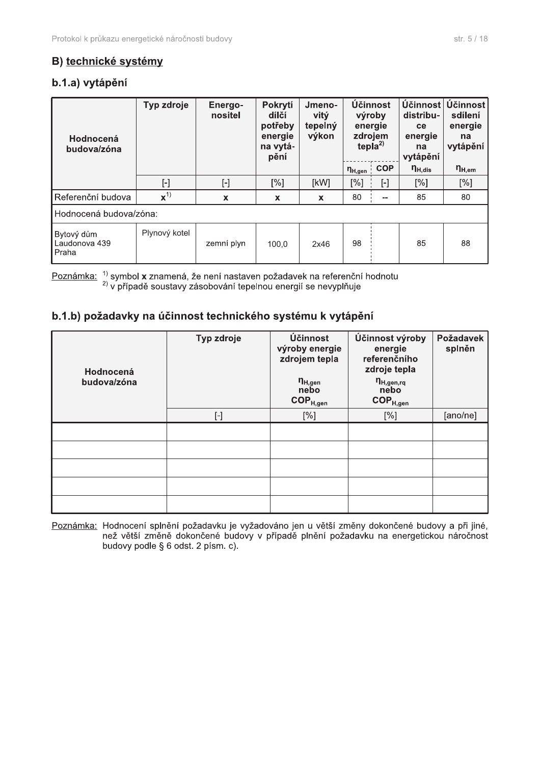## B) technické systémy

### b.1.a) vytápění

| Hodnocená budova/zóna | Typ zdroje | Energo-nositel | Pokrytí dílčí potřeby energie na vytápění | Jmenovitý tepelný výkon | Účinnost výroby energie zdrojem tepla[2] | | Účinnost distribuce energie na vytápění | Účinnost sdílení energie na vytápění |
|---|---|---|---|---|---|---|---|---|
| | | | | | $\eta_{H,gen}$ | COP | $\eta_{H,dis}$ | $\eta_{H,em}$ |
| | [-] | [-] | [%] | [kW] | [%] | [-] | [%] | [%] |
| Referenční budova | **x**[1] | **x** | **x** | **x** | 80 | -- | 85 | 80 |
| Hodnocená budova/zóna: | | | | | | | | |
| Bytový dům Laudonova 439 Praha | Plynový kotel | zemní plyn | 100,0 | 2x46 | 98 | | 85 | 88 |

Poznámka: [1] symbol **x** znamená, že není nastaven požadavek na referenční hodnotu
[2] v případě soustavy zásobování tepelnou energií se nevyplňuje

### b.1.b) požadavky na účinnost technického systému k vytápění

| Hodnocená budova/zóna | Typ zdroje | Účinnost výroby energie zdrojem tepla $\eta_{H,gen}$ nebo $COP_{H,gen}$ | Účinnost výroby energie referenčního zdroje tepla $\eta_{H,gen,rq}$ nebo $COP_{H,gen}$ | Požadavek splněn |
|---|---|---|---|---|
| | [-] | [%] | [%] | [ano/ne] |
| | | | | |
| | | | | |
| | | | | |
| | | | | |
| | | | | |

Poznámka: Hodnocení splnění požadavku je vyžadováno jen u větší změny dokončené budovy a při jiné, než větší změně dokončené budovy v případě plnění požadavku na energetickou náročnost budovy podle § 6 odst. 2 písm. c).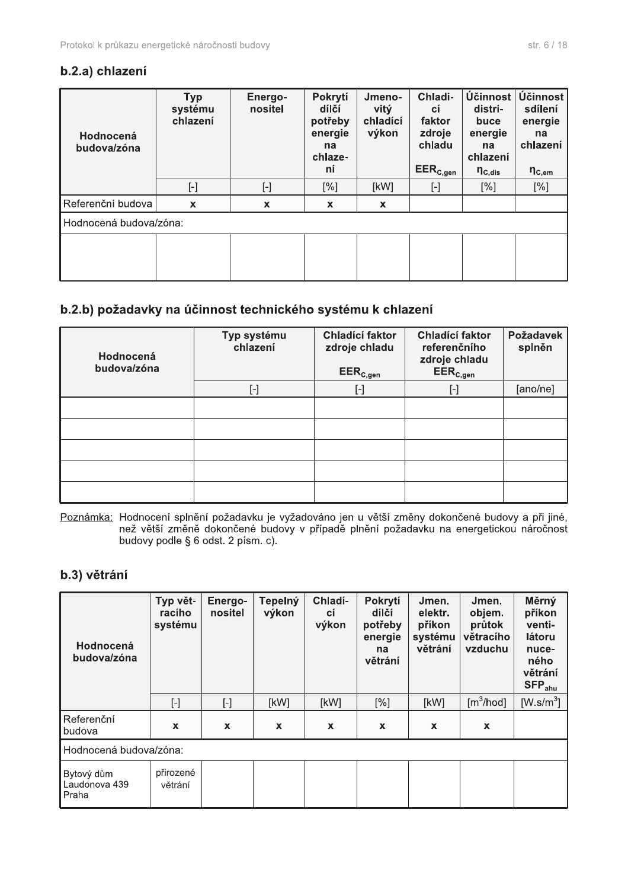### b.2.a) chlazení

| Hodnocená budova/zóna | Typ systému chlazení | Energo-nositel | Pokrytí dílčí potřeby energie na chlazení | Jmenovitý chladící výkon | Chladicí faktor zdroje chladu $EER_{C,gen}$ | Účinnost distribuce energie na chlazení $\eta_{C,dis}$ | Účinnost sdílení energie na chlazení $\eta_{C,em}$ |
|---|---|---|---|---|---|---|---|
| | [-] | [-] | [%] | [kW] | [-] | [%] | [%] |
| Referenční budova | x | x | x | x | | | |
| Hodnocená budova/zóna: | | | | | | | |
| | | | | | | | |

### b.2.b) požadavky na účinnost technického systému k chlazení

| Hodnocená budova/zóna | Typ systému chlazení | Chladící faktor zdroje chladu $EER_{C,gen}$ | Chladící faktor referenčního zdroje chladu $EER_{C,gen}$ | Požadavek splněn |
|---|---|---|---|---|
| | [-] | [-] | [-] | [ano/ne] |
| | | | | |
| | | | | |
| | | | | |
| | | | | |
| | | | | |

Poznámka: Hodnocení splnění požadavku je vyžadováno jen u větší změny dokončené budovy a při jiné, než větší změně dokončené budovy v případě plnění požadavku na energetickou náročnost budovy podle § 6 odst. 2 písm. c).

### b.3) větrání

| Hodnocená budova/zóna | Typ větracího systému | Energo-nositel | Tepelný výkon | Chladící výkon | Pokrytí dílčí potřeby energie na větrání | Jmen. elektr. příkon systému větrání | Jmen. objem. průtok větracího vzduchu | Měrný příkon ventilátoru nuceného větrání $SFP_{ahu}$ |
|---|---|---|---|---|---|---|---|---|
| | [-] | [-] | [kW] | [kW] | [%] | [kW] | [$m^3$/hod] | [$W.s/m^3$] |
| Referenční budova | x | x | x | x | x | x | x | |
| Hodnocená budova/zóna: | | | | | | | | |
| Bytový dům Laudonova 439 Praha | přirozené větrání | | | | | | | |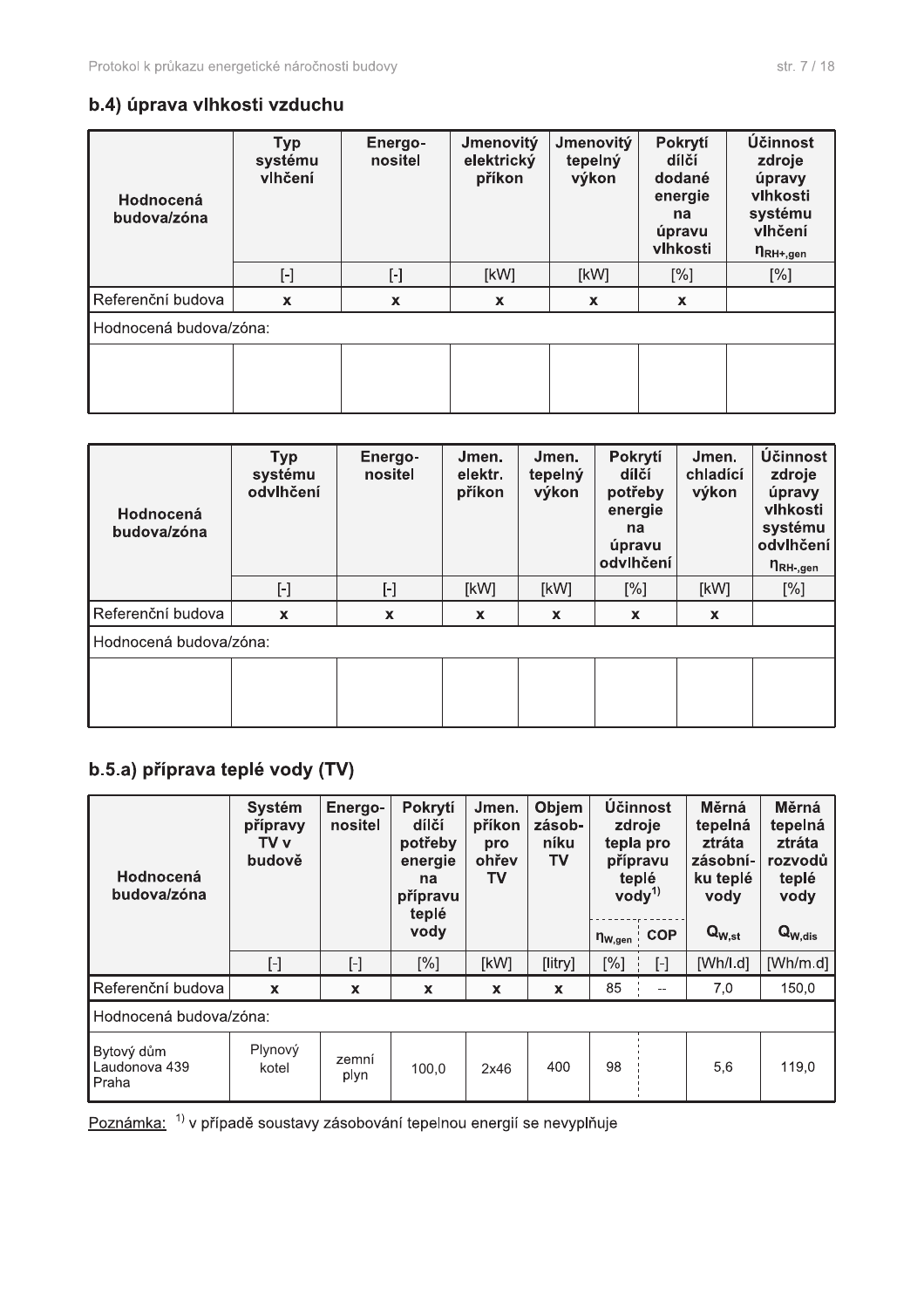## b.4) úprava vlhkosti vzduchu

| Hodnocená budova/zóna | Typ systému vlhčení | Energo-nositel | Jmenovitý elektrický příkon | Jmenovitý tepelný výkon | Pokrytí dílčí dodané energie na úpravu vlhkosti | Účinnost zdroje úpravy vlhkosti systému vlhčení $\eta_{RH+,gen}$ |
|---|---|---|---|---|---|---|
| | [-] | [-] | [kW] | [kW] | [%] | [%] |
| Referenční budova | x | x | x | x | x | |
| Hodnocená budova/zóna: | | | | | | |
| | | | | | | |

| Hodnocená budova/zóna | Typ systému odvlhčení | Energo-nositel | Jmen. elektr. příkon | Jmen. tepelný výkon | Pokrytí dílčí potřeby energie na úpravu odvlhčení | Jmen. chladící výkon | Účinnost zdroje úpravy vlhkosti systému odvlhčení $\eta_{RH-,gen}$ |
|---|---|---|---|---|---|---|---|
| | [-] | [-] | [kW] | [kW] | [%] | [kW] | [%] |
| Referenční budova | x | x | x | x | x | x | |
| Hodnocená budova/zóna: | | | | | | | |
| | | | | | | | |

## b.5.a) příprava teplé vody (TV)

| Hodnocená budova/zóna | Systém přípravy TV v budově | Energo-nositel | Pokrytí dílčí potřeby energie na přípravu teplé vody | Jmen. příkon pro ohřev TV | Objem zásob-níku TV | Účinnost zdroje tepla pro přípravu teplé vody[1] | | Měrná tepelná ztráta zásobní-ku teplé vody | Měrná tepelná ztráta rozvodů teplé vody |
|---|---|---|---|---|---|---|---|---|---|
| | | | | | | $\eta_{W,gen}$ | COP | $Q_{W,st}$ | $Q_{W,dis}$ |
| | [-] | [-] | [%] | [kW] | [litry] | [%] | [-] | [Wh/l.d] | [Wh/m.d] |
| Referenční budova | x | x | x | x | x | 85 | -- | 7,0 | 150,0 |
| Hodnocená budova/zóna: | | | | | | | | | |
| Bytový dům Laudonova 439 Praha | Plynový kotel | zemní plyn | 100,0 | 2x46 | 400 | 98 | | 5,6 | 119,0 |

Poznámka: [1] v případě soustavy zásobování tepelnou energií se nevyplňuje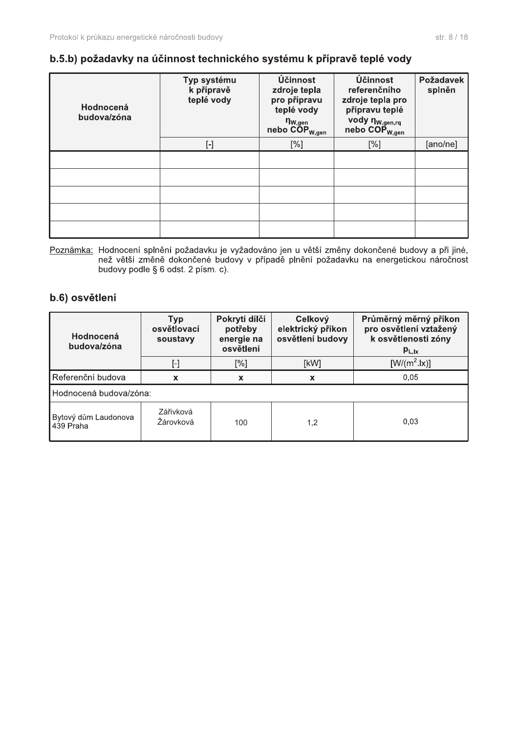### b.5.b) požadavky na účinnost technického systému k přípravě teplé vody

| Hodnocená budova/zóna | Typ systému k přípravě teplé vody | Účinnost zdroje tepla pro přípravu teplé vody $\eta_{W,gen}$ nebo $COP_{W,gen}$ | Účinnost referenčního zdroje tepla pro přípravu teplé vody $\eta_{W,gen,rq}$ nebo $COP_{W,gen}$ | Požadavek splněn |
|---|---|---|---|---|
| | [-] | [%] | [%] | [ano/ne] |
| | | | | |
| | | | | |
| | | | | |
| | | | | |
| | | | | |

Poznámka: Hodnocení splnění požadavku je vyžadováno jen u větší změny dokončené budovy a při jiné, než větší změně dokončené budovy v případě plnění požadavku na energetickou náročnost budovy podle § 6 odst. 2 písm. c).

### b.6) osvětlení

| Hodnocená budova/zóna | Typ osvětlovací soustavy | Pokrytí dílčí potřeby energie na osvětlení | Celkový elektrický příkon osvětlení budovy | Průměrný měrný příkon pro osvětlení vztažený k osvětlenosti zóny $p_{L,lx}$ |
|---|---|---|---|---|
| | [-] | [%] | [kW] | [W/(m$^2$.lx)] |
| Referenční budova | x | x | x | 0,05 |
| Hodnocená budova/zóna: | | | | |
| Bytový dům Laudonova 439 Praha | Zářivková Žárovková | 100 | 1,2 | 0,03 |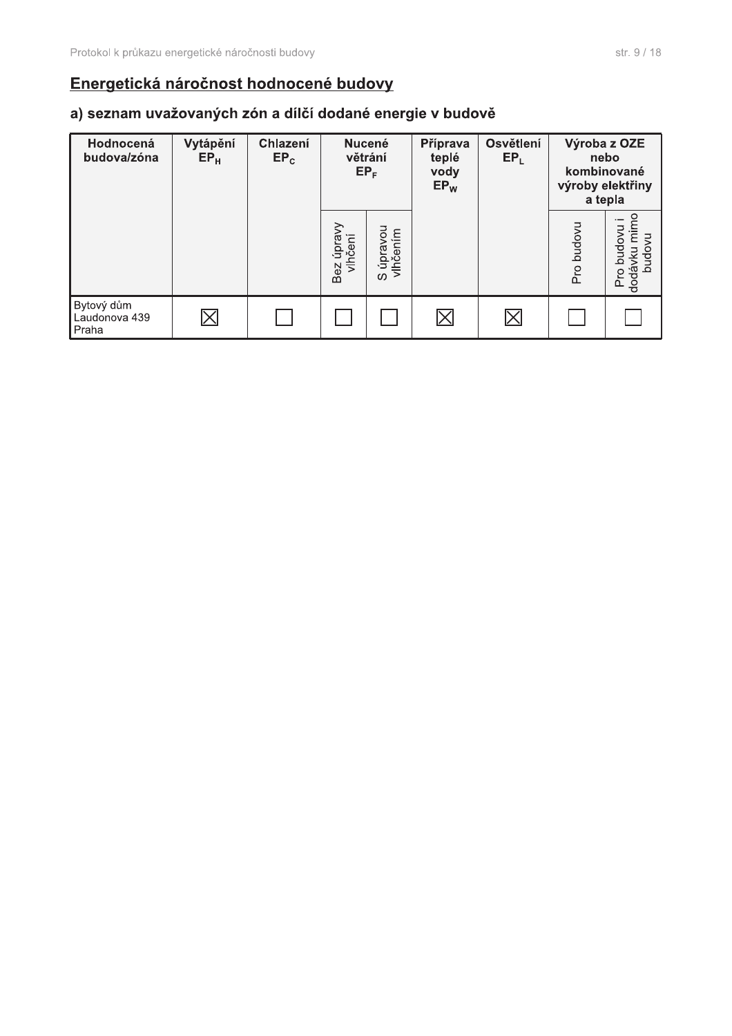## Energetická náročnost hodnocené budovy

### a) seznam uvažovaných zón a dílčí dodané energie v budově

| Hodnocená budova/zóna | Vytápění $EP_H$ | Chlazení $EP_C$ | Nucené větrání $EP_F$ | | Příprava teplé vody $EP_W$ | Osvětlení $EP_L$ | Výroba z OZE nebo kombinované výroby elektřiny a tepla | |
|---|---|---|---|---|---|---|---|---|
| | | | Bez úpravy vlhčení | S úpravou vlhčením | | | Pro budovu | Pro budovu i dodávku mimo budovu |
| Bytový dům Laudonova 439 Praha | ☒ | ☐ | ☐ | ☐ | ☒ | ☒ | ☐ | ☐ |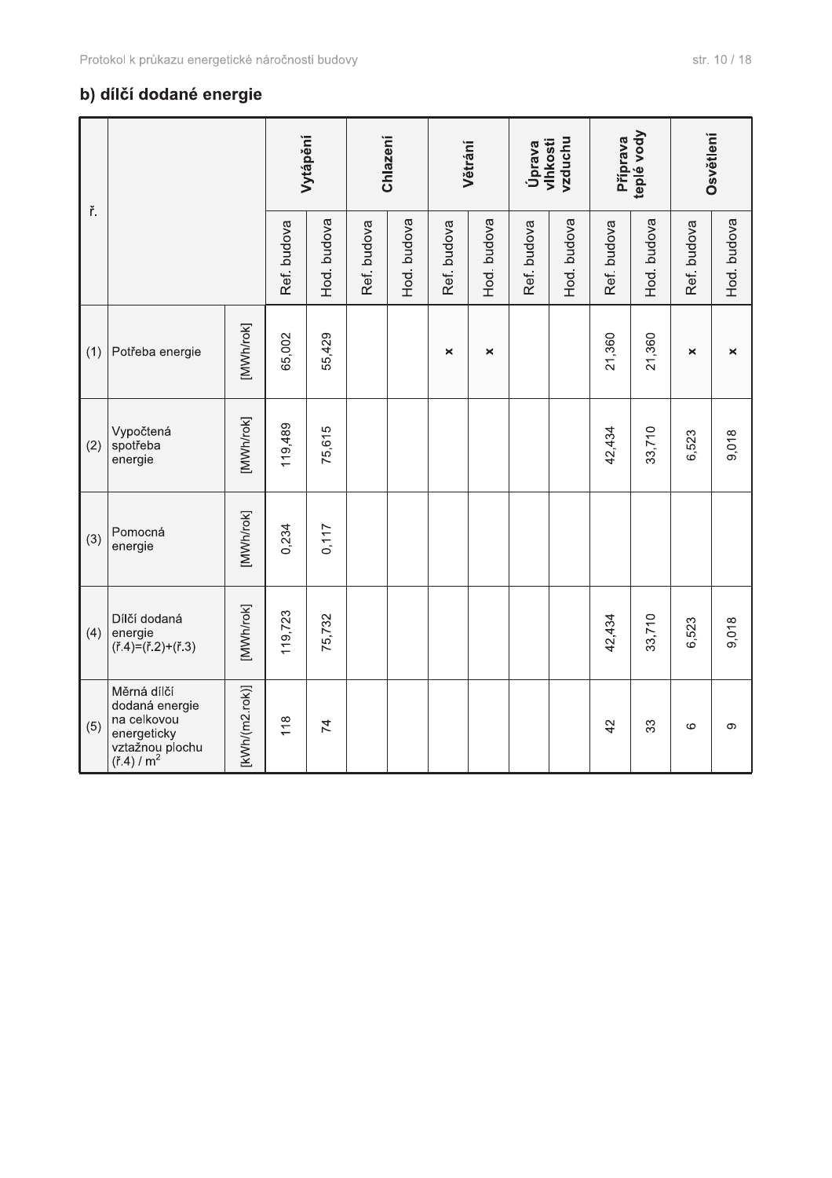## b) dílčí dodané energie

| ř. | | | Vytápění | | Chlazení | | Větrání | | Úprava vlhkosti vzduchu | | Příprava teplé vody | | Osvětlení | |
|---|---|---|---|---|---|---|---|---|---|---|---|---|---|---|
| | | | Ref. budova | Hod. budova | Ref. budova | Hod. budova | Ref. budova | Hod. budova | Ref. budova | Hod. budova | Ref. budova | Hod. budova | Ref. budova | Hod. budova |
| (1) | Potřeba energie | [MWh/rok] | 65,002 | 55,429 | | | x | x | | | 21,360 | 21,360 | x | x |
| (2) | Vypočtená spotřeba energie | [MWh/rok] | 119,489 | 75,615 | | | | | | | 42,434 | 33,710 | 6,523 | 9,018 |
| (3) | Pomocná energie | [MWh/rok] | 0,234 | 0,117 | | | | | | | | | | |
| (4) | Dílčí dodaná energie (ř.4)=(ř.2)+(ř.3) | [MWh/rok] | 119,723 | 75,732 | | | | | | | 42,434 | 33,710 | 6,523 | 9,018 |
| (5) | Měrná dílčí dodaná energie na celkovou energeticky vztažnou plochu (ř.4) / $m^2$ | [kWh/(m2.rok)] | 118 | 74 | | | | | | | 42 | 33 | 6 | 9 |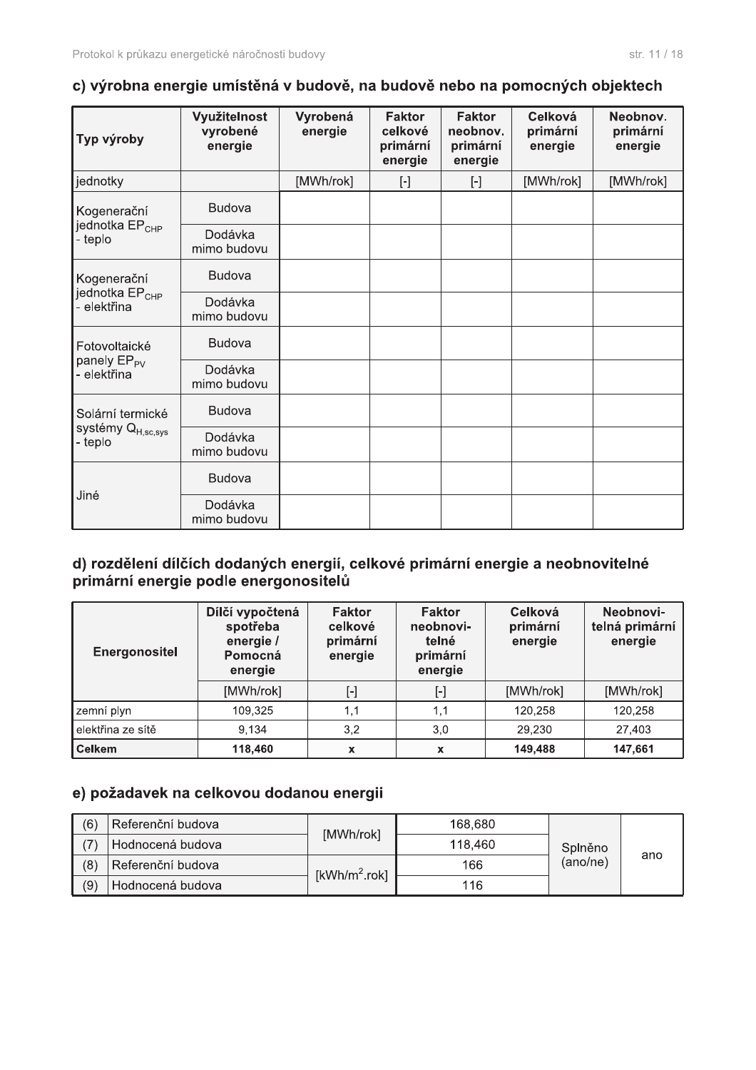## c) výrobna energie umístěná v budově, na budově nebo na pomocných objektech

| Typ výroby | Využitelnost vyrobené energie | Vyrobená energie | Faktor celkové primární energie | Faktor neobnov. primární energie | Celková primární energie | Neobnov. primární energie |
|---|---|---|---|---|---|---|
| jednotky | | [MWh/rok] | [-] | [-] | [MWh/rok] | [MWh/rok] |
| Kogenerační jednotka $EP_{CHP}$ - teplo | Budova | | | | | |
| | Dodávka mimo budovu | | | | | |
| Kogenerační jednotka $EP_{CHP}$ - elektřina | Budova | | | | | |
| | Dodávka mimo budovu | | | | | |
| Fotovoltaické panely $EP_{PV}$ - elektřina | Budova | | | | | |
| | Dodávka mimo budovu | | | | | |
| Solární termické systémy $Q_{H,sc,sys}$ - teplo | Budova | | | | | |
| | Dodávka mimo budovu | | | | | |
| Jiné | Budova | | | | | |
| | Dodávka mimo budovu | | | | | |

## d) rozdělení dílčích dodaných energií, celkové primární energie a neobnovitelné primární energie podle energonositelů

| Energonositel | Dílčí vypočtená spotřeba energie / Pomocná energie | Faktor celkové primární energie | Faktor neobnovitelné primární energie | Celková primární energie | Neobnovitelná primární energie |
|---|---|---|---|---|---|
| | [MWh/rok] | [-] | [-] | [MWh/rok] | [MWh/rok] |
| zemní plyn | 109,325 | 1,1 | 1,1 | 120,258 | 120,258 |
| elektřina ze sítě | 9,134 | 3,2 | 3,0 | 29,230 | 27,403 |
| **Celkem** | **118,460** | **x** | **x** | **149,488** | **147,661** |

## e) požadavek na celkovou dodanou energii

| | | | | | |
|---|---|---|---|---|---|
| (6) | Referenční budova | [MWh/rok] | 168,680 | Splněno (ano/ne) | ano |
| (7) | Hodnocená budova | | 118,460 | | |
| (8) | Referenční budova | [kWh/m$^2$.rok] | 166 | | |
| (9) | Hodnocená budova | | 116 | | |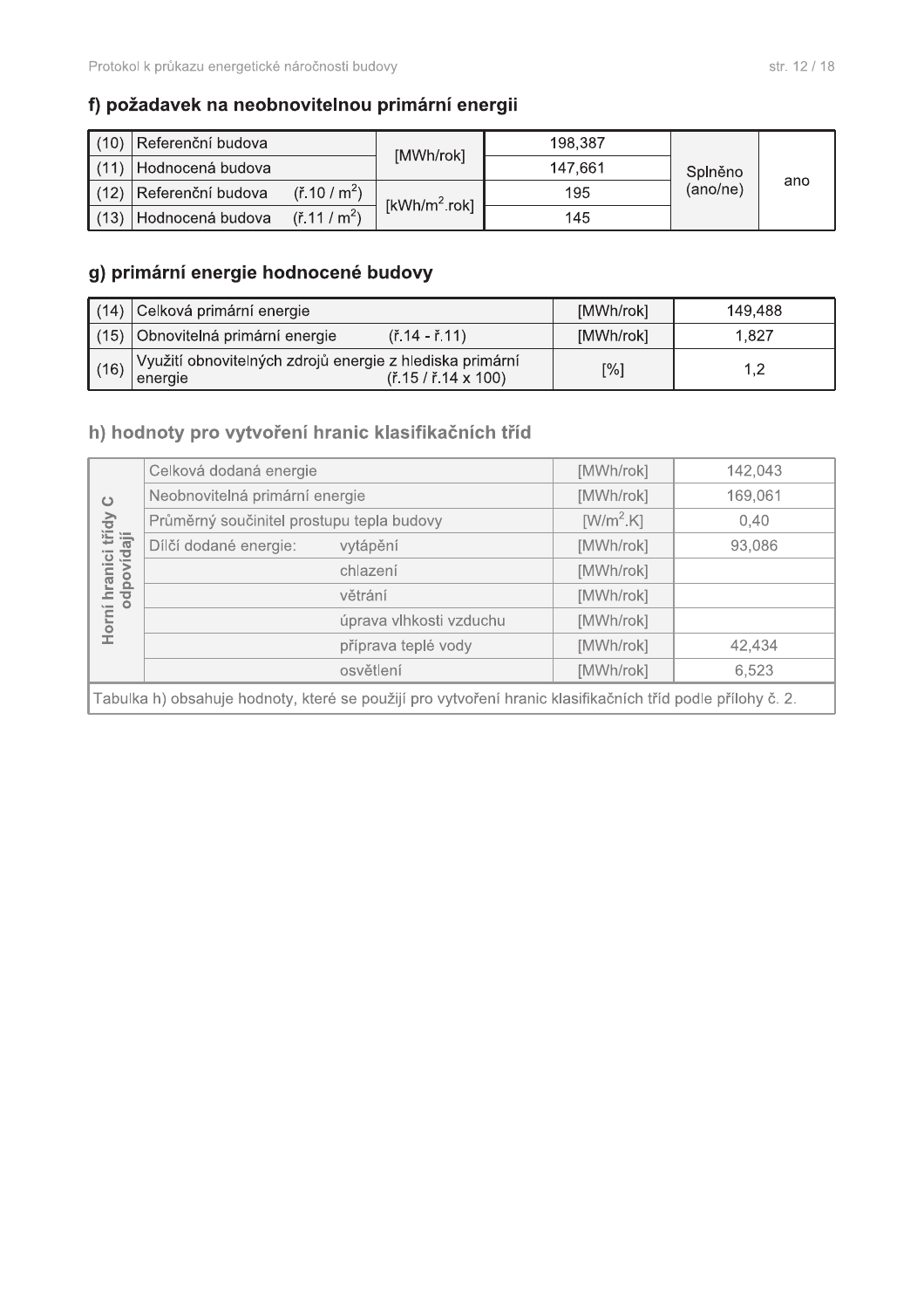## f) požadavek na neobnovitelnou primární energii

| | | | | | |
|---|---|---|---|---|---|
| (10) | Referenční budova | [MWh/rok] | 198,387 | Splněno (ano/ne) | ano |
| (11) | Hodnocená budova | | 147,661 | | |
| (12) | Referenční budova (ř.10 / $m^2$) | [kWh/$m^2$.rok] | 195 | | |
| (13) | Hodnocená budova (ř.11 / $m^2$) | | 145 | | |

## g) primární energie hodnocené budovy

| | | | |
|---|---|---|---|
| (14) | Celková primární energie | [MWh/rok] | 149,488 |
| (15) | Obnovitelná primární energie (ř.14 - ř.11) | [MWh/rok] | 1,827 |
| (16) | Využití obnovitelných zdrojů energie z hlediska primární energie (ř.15 / ř.14 x 100) | [%] | 1,2 |

## h) hodnoty pro vytvoření hranic klasifikačních tříd

| | | | | |
|---|---|---|---|---|
| Horní hranici třídy C odpovídají | Celková dodaná energie | | [MWh/rok] | 142,043 |
| | Neobnovitelná primární energie | | [MWh/rok] | 169,061 |
| | Průměrný součinitel prostupu tepla budovy | | [W/$m^2$.K] | 0,40 |
| | Dílčí dodané energie: | vytápění | [MWh/rok] | 93,086 |
| | | chlazení | [MWh/rok] | |
| | | větrání | [MWh/rok] | |
| | | úprava vlhkosti vzduchu | [MWh/rok] | |
| | | příprava teplé vody | [MWh/rok] | 42,434 |
| | | osvětlení | [MWh/rok] | 6,523 |

Tabulka h) obsahuje hodnoty, které se použijí pro vytvoření hranic klasifikačních tříd podle přílohy č. 2.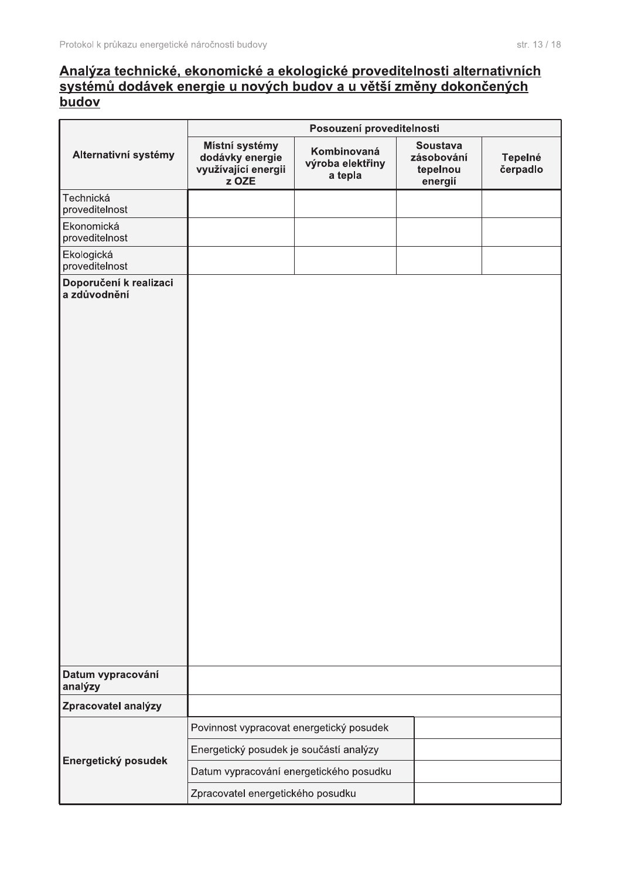## Analýza technické, ekonomické a ekologické proveditelnosti alternativních systémů dodávek energie u nových budov a u větší změny dokončených budov

| Alternativní systémy | Posouzení proveditelnosti | | | |
|---|---|---|---|---|
| | Místní systémy dodávky energie využívající energii z OZE | Kombinovaná výroba elektřiny a tepla | Soustava zásobování tepelnou energií | Tepelné čerpadlo |
| Technická proveditelnost | | | | |
| Ekonomická proveditelnost | | | | |
| Ekologická proveditelnost | | | | |
| **Doporučení k realizaci a zdůvodnění** | | | | |
| **Datum vypracování analýzy** | | | | |
| **Zpracovatel analýzy** | | | | |

| Energetický posudek | | |
|---|---|---|
| **Energetický posudek** | Povinnost vypracovat energetický posudek | |
| | Energetický posudek je součástí analýzy | |
| | Datum vypracování energetického posudku | |
| | Zpracovatel energetického posudku | |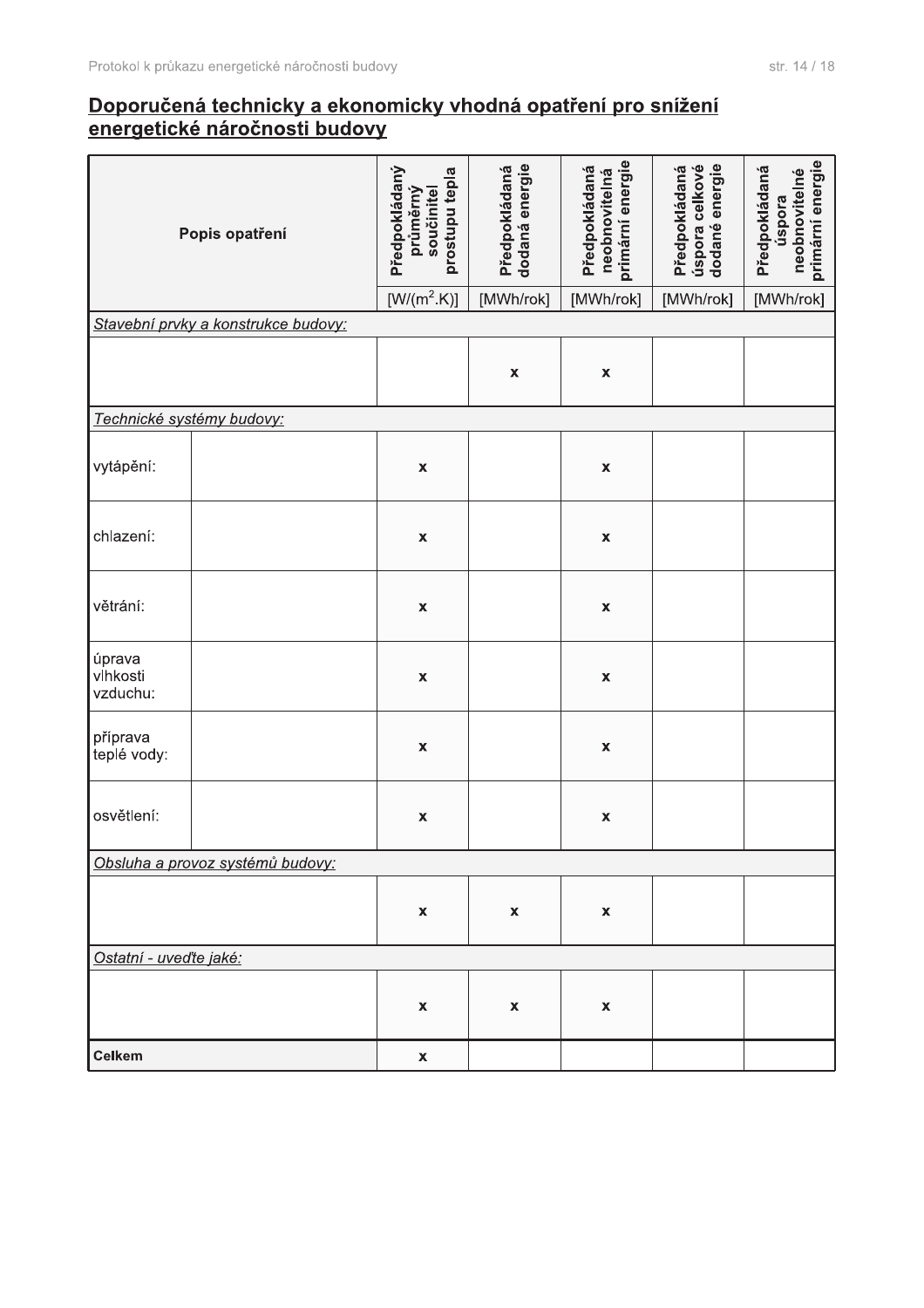## Doporučená technicky a ekonomicky vhodná opatření pro snížení energetické náročnosti budovy

| Popis opatření | | Předpokládaný průměrný součinitel prostupu tepla | Předpokládaná dodaná energie | Předpokládaná neobnovitelná primární energie | Předpokládaná úspora celkové dodané energie | Předpokládaná úspora neobnovitelné primární energie |
|---|---|---|---|---|---|---|
| | | [W/(m$^2$.K)] | [MWh/rok] | [MWh/rok] | [MWh/rok] | [MWh/rok] |
| *Stavební prvky a konstrukce budovy:* | | | | | | |
| | | | x | x | | |
| *Technické systémy budovy:* | | | | | | |
| vytápění: | | x | | x | | |
| chlazení: | | x | | x | | |
| větrání: | | x | | x | | |
| úprava vlhkosti vzduchu: | | x | | x | | |
| příprava teplé vody: | | x | | x | | |
| osvětlení: | | x | | x | | |
| *Obsluha a provoz systémů budovy:* | | | | | | |
| | | x | x | x | | |
| *Ostatní - uveďte jaké:* | | | | | | |
| | | x | x | x | | |
| **Celkem** | | x | | | | |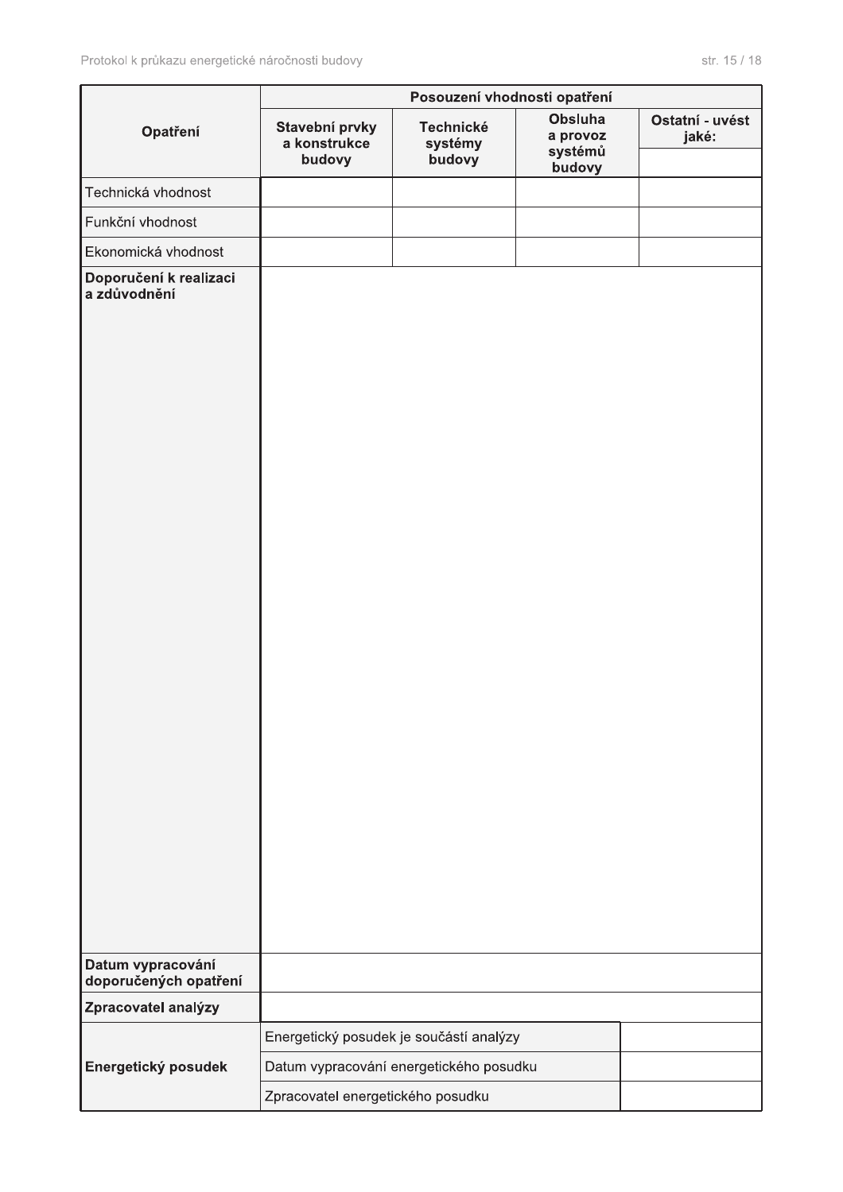| Opatření | Posouzení vhodnosti opatření | | | |
|---|---|---|---|---|
| | Stavební prvky a konstrukce budovy | Technické systémy budovy | Obsluha a provoz systémů budovy | Ostatní - uvést jaké: |
| Technická vhodnost | | | | |
| Funkční vhodnost | | | | |
| Ekonomická vhodnost | | | | |
| **Doporučení k realizaci a zdůvodnění** | | | | |
| **Datum vypracování doporučených opatření** | | | | |
| **Zpracovatel analýzy** | | | | |

| | | |
|---|---|---|
| **Energetický posudek** | Energetický posudek je součástí analýzy | |
| | Datum vypracování energetického posudku | |
| | Zpracovatel energetického posudku | |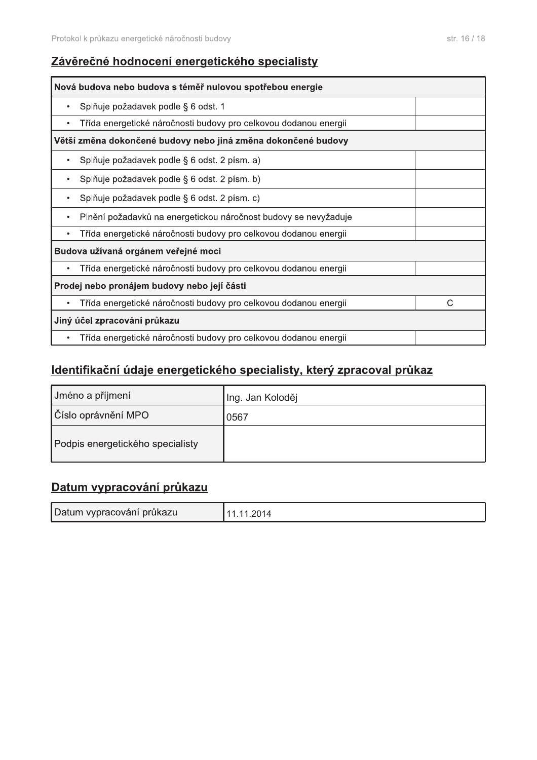## Závěrečné hodnocení energetického specialisty

| Nová budova nebo budova s téměř nulovou spotřebou energie | |
|---|---|
| • Splňuje požadavek podle § 6 odst. 1 | |
| • Třída energetické náročnosti budovy pro celkovou dodanou energii | |
| **Větší změna dokončené budovy nebo jiná změna dokončené budovy** | |
| • Splňuje požadavek podle § 6 odst. 2 písm. a) | |
| • Splňuje požadavek podle § 6 odst. 2 písm. b) | |
| • Splňuje požadavek podle § 6 odst. 2 písm. c) | |
| • Plnění požadavků na energetickou náročnost budovy se nevyžaduje | |
| • Třída energetické náročnosti budovy pro celkovou dodanou energii | |
| **Budova užívaná orgánem veřejné moci** | |
| • Třída energetické náročnosti budovy pro celkovou dodanou energii | |
| **Prodej nebo pronájem budovy nebo její části** | |
| • Třída energetické náročnosti budovy pro celkovou dodanou energii | C |
| **Jiný účel zpracování průkazu** | |
| • Třída energetické náročnosti budovy pro celkovou dodanou energii | |

## Identifikační údaje energetického specialisty, který zpracoval průkaz

| Jméno a příjmení | Ing. Jan Koloděj |
|---|---|
| Číslo oprávnění MPO | 0567 |
| Podpis energetického specialisty | |

## Datum vypracování průkazu

| Datum vypracování průkazu | 11.11.2014 |
|---|---|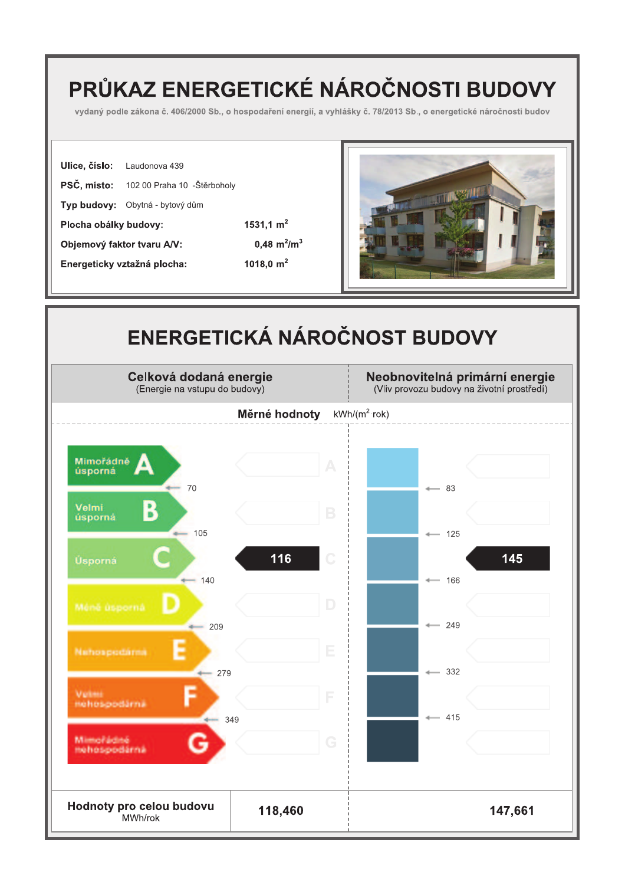# PRŮKAZ ENERGETICKÉ NÁROČNOSTI BUDOVY

vydaný podle zákona č. 406/2000 Sb., o hospodaření energií, a vyhlášky č. 78/2013 Sb., o energetické náročnosti budov

**Ulice, číslo:** Laudonova 439

**PSČ, místo:** 102 00 Praha 10 -Štěrboholy

**Typ budovy:** Obytná - bytový dům

| | |
|---|---|
| **Plocha obálky budovy:** | **1531,1 m$^2$** |
| **Objemový faktor tvaru A/V:** | **0,48 m$^2$/m$^3$** |
| **Energeticky vztažná plocha:** | **1018,0 m$^2$** |

# ENERGETICKÁ NÁROČNOST BUDOVY

| Celková dodaná energie (Energie na vstupu do budovy) | Neobnovitelná primární energie (Vliv provozu budovy na životní prostředí) |
|---|---|

**Měrné hodnoty** kWh/(m$^2$·rok)

| Třída | Celková dodaná energie – hranice | Neobnovitelná primární energie – hranice |
|---|---|---|
| A – Mimořádně úsporná | 70 | 83 |
| B – Velmi úsporná | 105 | 125 |
| C – Úsporná | 140 | 166 |
| D – Méně úsporná | 209 | 249 |
| E – Nehospodárná | 279 | 332 |
| F – Velmi nehospodárná | 349 | 415 |
| G – Mimořádně nehospodárná | | |

Celková dodaná energie: **116** (C)

Neobnovitelná primární energie: **145**

| **Hodnoty pro celou budovu** MWh/rok | **118,460** | **147,661** |
|---|---|---|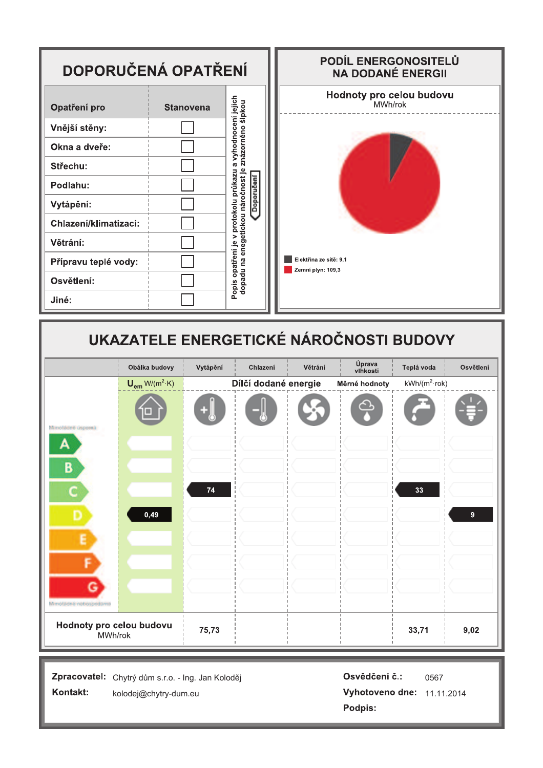## DOPORUČENÁ OPATŘENÍ

| Opatření pro | Stanovena |
|---|---|
| Vnější stěny: | ☐ |
| Okna a dveře: | ☐ |
| Střechu: | ☐ |
| Podlahu: | ☐ |
| Vytápění: | ☐ |
| Chlazení/klimatizaci: | ☐ |
| Větrání: | ☐ |
| Přípravu teplé vody: | ☐ |
| Osvětlení: | ☐ |
| Jiné: | ☐ |

Popis opatření je v protokolu průkazu a vyhodnocení jejich dopadu na enegetickou náročnost je znázorněno šipkou Doporučení

## PODÍL ENERGONOSITELŮ NA DODANÉ ENERGII

Hodnoty pro celou budovu
MWh/rok

Elektřina ze sítě: 9,1
Zemní plyn: 109,3

## UKAZATELE ENERGETICKÉ NÁROČNOSTI BUDOVY

Obálka budovy | Vytápění | Chlazení | Větrání | Úprava vlhkosti | Teplá voda | Osvětlení

$U_{em}$ W/(m$^2$·K) | Dílčí dodané energie | Měrné hodnoty | kWh/(m$^2$·rok)

Mimořádně úsporná

A
B
C
D
E
F
G

Mimořádně nehospodárná

Obálka budovy: 0,49 (D)
Vytápění: 74 (C)
Teplá voda: 33 (C)
Osvětlení: 9 (D)

| Hodnoty pro celou budovu MWh/rok | Vytápění | Chlazení | Větrání | Úprava vlhkosti | Teplá voda | Osvětlení |
|---|---|---|---|---|---|---|
| | 75,73 | | | | 33,71 | 9,02 |

**Zpracovatel:** Chytrý dům s.r.o. - Ing. Jan Koloděj
**Kontakt:** kolodej@chytry-dum.eu

**Osvědčení č.:** 0567
**Vyhotoveno dne:** 11.11.2014
**Podpis:**